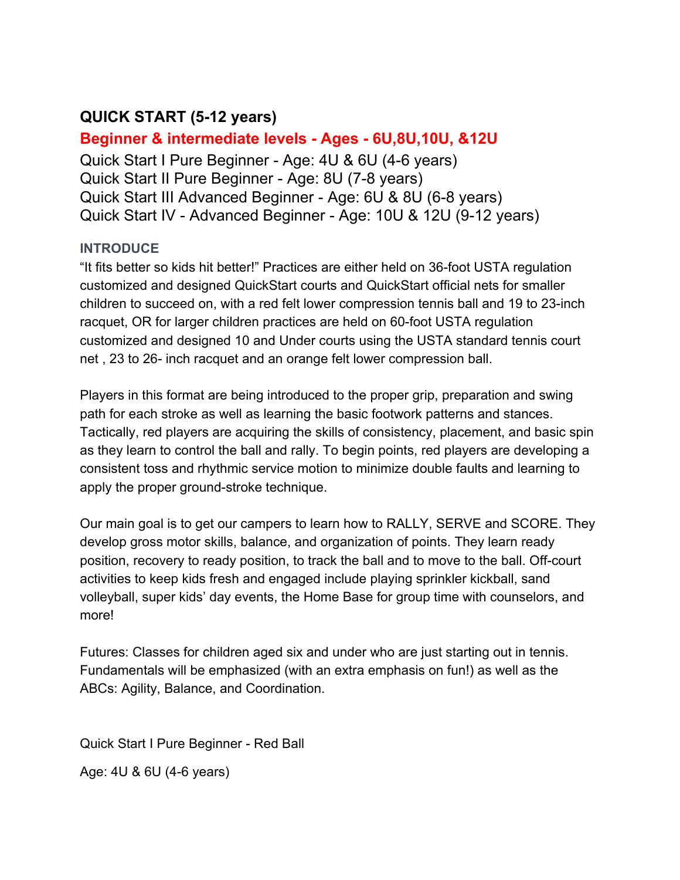## QUICK START (5-12 years)

### Beginner & intermediate levels - Ages - 6U,8U,10U, &12U

Quick Start I Pure Beginner - Age: 4U & 6U (4-6 years)
Quick Start II Pure Beginner - Age: 8U (7-8 years)
Quick Start III Advanced Beginner - Age: 6U & 8U (6-8 years)
Quick Start IV - Advanced Beginner - Age: 10U & 12U (9-12 years)

#### INTRODUCE

“It fits better so kids hit better!” Practices are either held on 36-foot USTA regulation customized and designed QuickStart courts and QuickStart official nets for smaller children to succeed on, with a red felt lower compression tennis ball and 19 to 23-inch racquet, OR for larger children practices are held on 60-foot USTA regulation customized and designed 10 and Under courts using the USTA standard tennis court net , 23 to 26- inch racquet and an orange felt lower compression ball.

Players in this format are being introduced to the proper grip, preparation and swing path for each stroke as well as learning the basic footwork patterns and stances. Tactically, red players are acquiring the skills of consistency, placement, and basic spin as they learn to control the ball and rally. To begin points, red players are developing a consistent toss and rhythmic service motion to minimize double faults and learning to apply the proper ground-stroke technique.

Our main goal is to get our campers to learn how to RALLY, SERVE and SCORE. They develop gross motor skills, balance, and organization of points. They learn ready position, recovery to ready position, to track the ball and to move to the ball. Off-court activities to keep kids fresh and engaged include playing sprinkler kickball, sand volleyball, super kids’ day events, the Home Base for group time with counselors, and more!

Futures: Classes for children aged six and under who are just starting out in tennis. Fundamentals will be emphasized (with an extra emphasis on fun!) as well as the ABCs: Agility, Balance, and Coordination.

Quick Start I Pure Beginner - Red Ball

Age: 4U & 6U (4-6 years)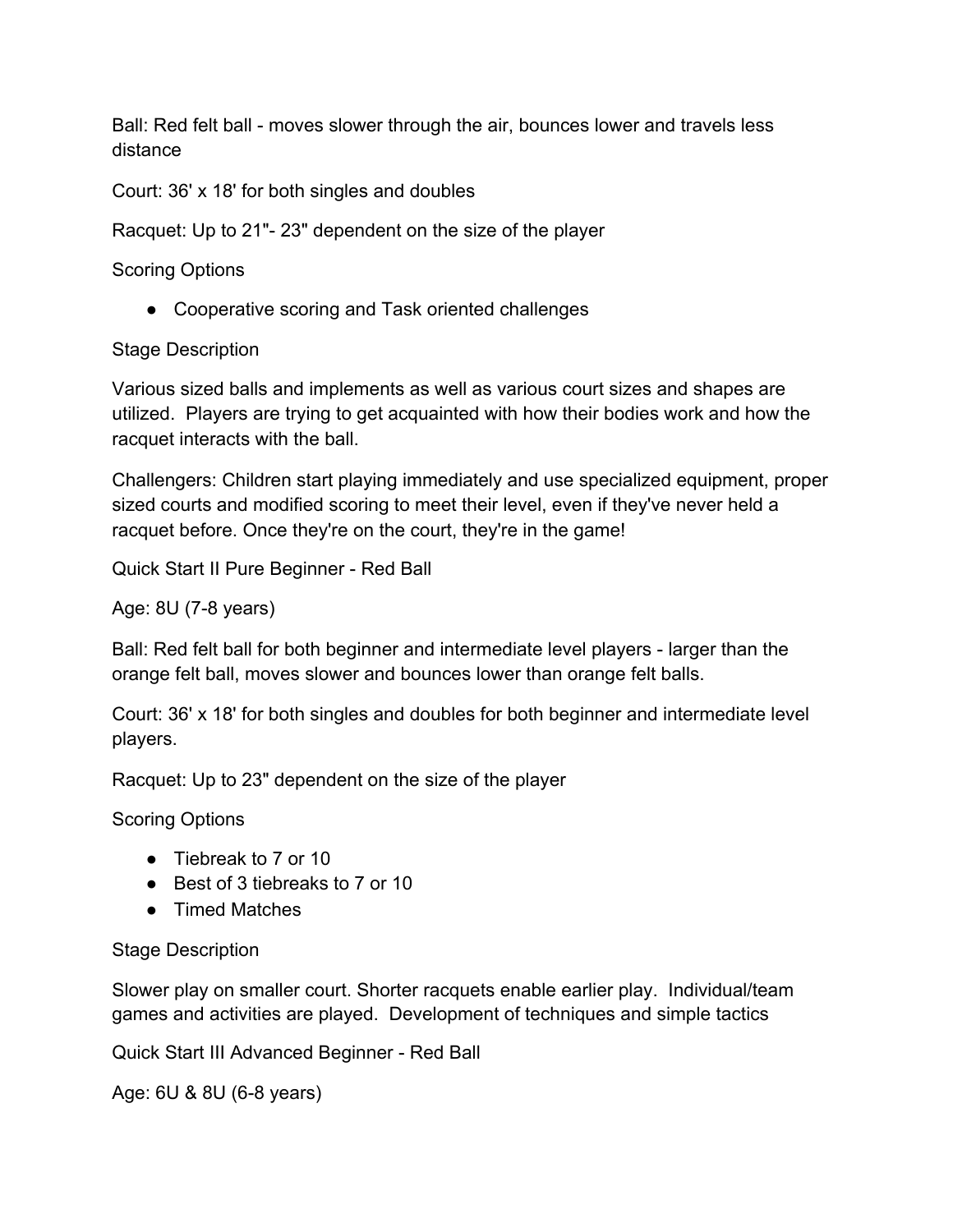Ball: Red felt ball - moves slower through the air, bounces lower and travels less distance

Court: 36' x 18' for both singles and doubles

Racquet: Up to 21"- 23" dependent on the size of the player

Scoring Options

- Cooperative scoring and Task oriented challenges

Stage Description

Various sized balls and implements as well as various court sizes and shapes are utilized. Players are trying to get acquainted with how their bodies work and how the racquet interacts with the ball.

Challengers: Children start playing immediately and use specialized equipment, proper sized courts and modified scoring to meet their level, even if they've never held a racquet before. Once they're on the court, they're in the game!

Quick Start II Pure Beginner - Red Ball

Age: 8U (7-8 years)

Ball: Red felt ball for both beginner and intermediate level players - larger than the orange felt ball, moves slower and bounces lower than orange felt balls.

Court: 36' x 18' for both singles and doubles for both beginner and intermediate level players.

Racquet: Up to 23" dependent on the size of the player

Scoring Options

- Tiebreak to 7 or 10
- Best of 3 tiebreaks to 7 or 10
- Timed Matches

Stage Description

Slower play on smaller court. Shorter racquets enable earlier play. Individual/team games and activities are played. Development of techniques and simple tactics

Quick Start III Advanced Beginner - Red Ball

Age: 6U & 8U (6-8 years)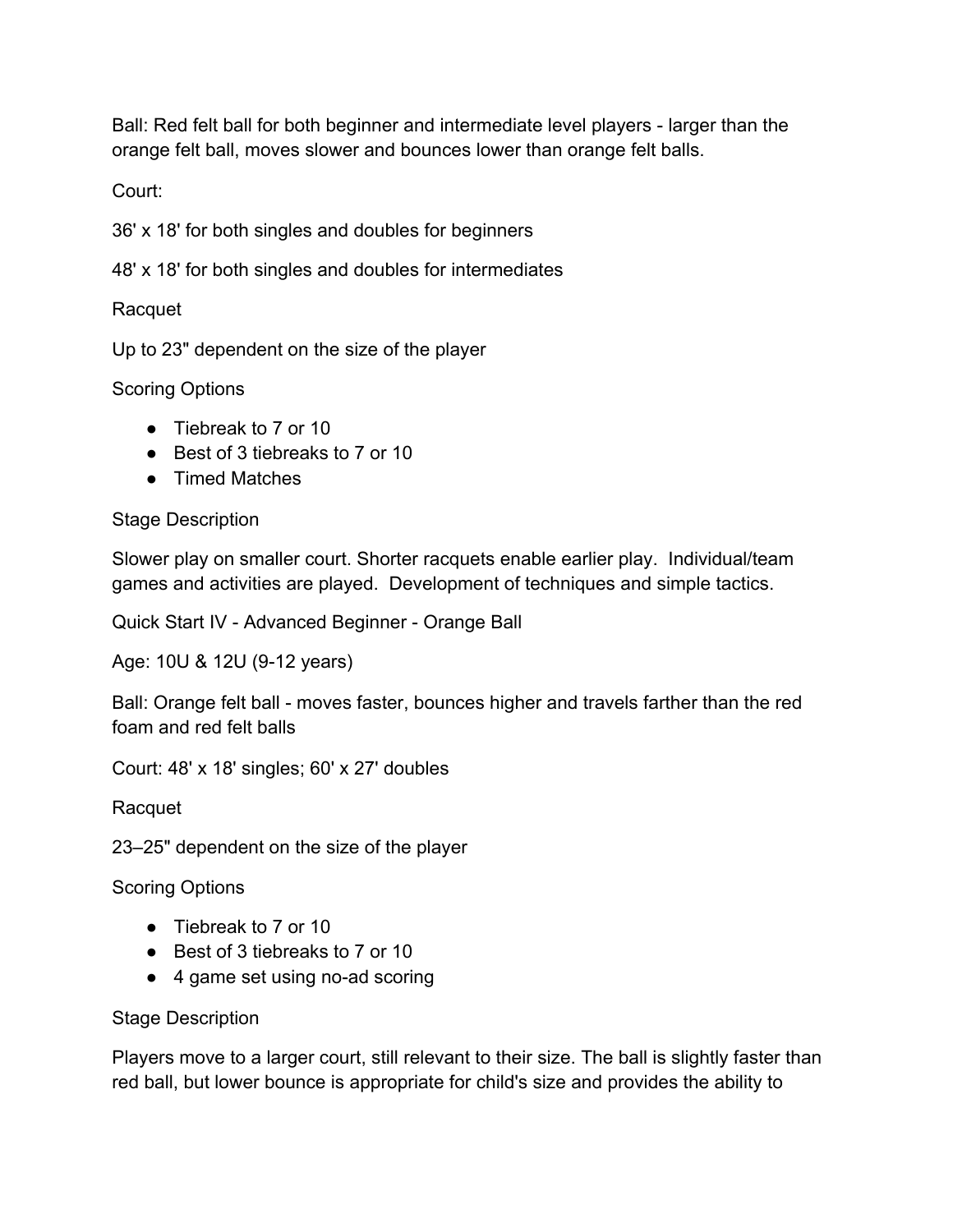Ball: Red felt ball for both beginner and intermediate level players - larger than the orange felt ball, moves slower and bounces lower than orange felt balls.

Court:

36' x 18' for both singles and doubles for beginners

48' x 18' for both singles and doubles for intermediates

Racquet

Up to 23" dependent on the size of the player

Scoring Options

- Tiebreak to 7 or 10
- Best of 3 tiebreaks to 7 or 10
- Timed Matches

Stage Description

Slower play on smaller court. Shorter racquets enable earlier play. Individual/team games and activities are played. Development of techniques and simple tactics.

Quick Start IV - Advanced Beginner - Orange Ball

Age: 10U & 12U (9-12 years)

Ball: Orange felt ball - moves faster, bounces higher and travels farther than the red foam and red felt balls

Court: 48' x 18' singles; 60' x 27' doubles

Racquet

23–25" dependent on the size of the player

Scoring Options

- Tiebreak to 7 or 10
- Best of 3 tiebreaks to 7 or 10
- 4 game set using no-ad scoring

Stage Description

Players move to a larger court, still relevant to their size. The ball is slightly faster than red ball, but lower bounce is appropriate for child's size and provides the ability to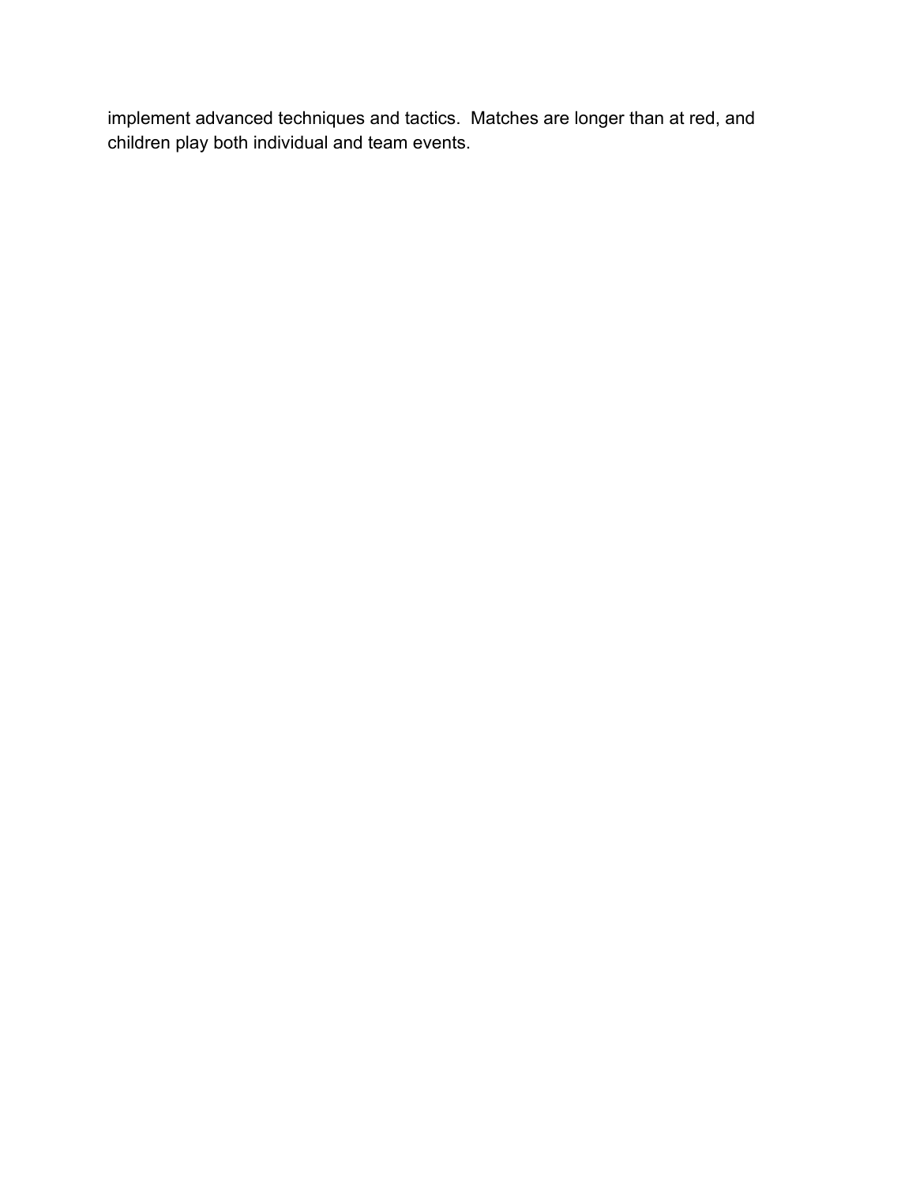implement advanced techniques and tactics.  Matches are longer than at red, and children play both individual and team events.